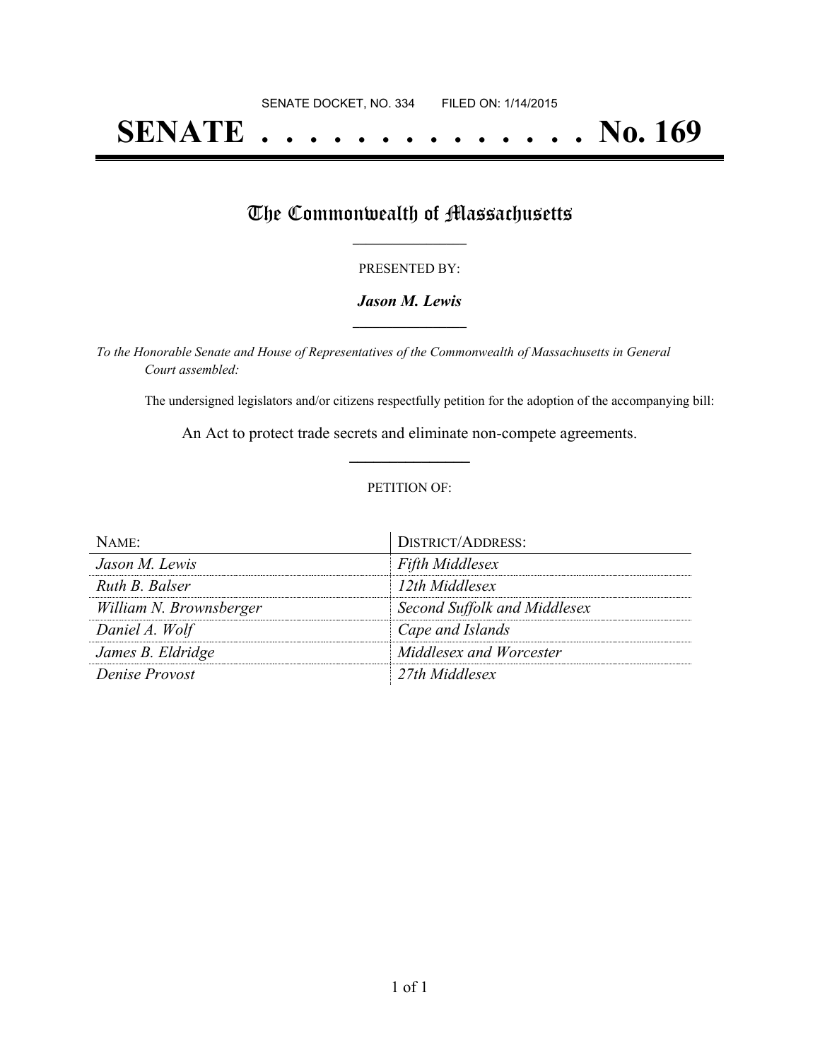SENATE DOCKET, NO. 334 FILED ON: 1/14/2015

# SENATE . . . . . . . . . . . . . . No. 169

## The Commonwealth of Massachusetts

PRESENTED BY:

***Jason M. Lewis***

*To the Honorable Senate and House of Representatives of the Commonwealth of Massachusetts in General Court assembled:*

The undersigned legislators and/or citizens respectfully petition for the adoption of the accompanying bill:

An Act to protect trade secrets and eliminate non-compete agreements.

PETITION OF:

| NAME: | DISTRICT/ADDRESS: |
|---|---|
| *Jason M. Lewis* | *Fifth Middlesex* |
| *Ruth B. Balser* | *12th Middlesex* |
| *William N. Brownsberger* | *Second Suffolk and Middlesex* |
| *Daniel A. Wolf* | *Cape and Islands* |
| *James B. Eldridge* | *Middlesex and Worcester* |
| *Denise Provost* | *27th Middlesex* |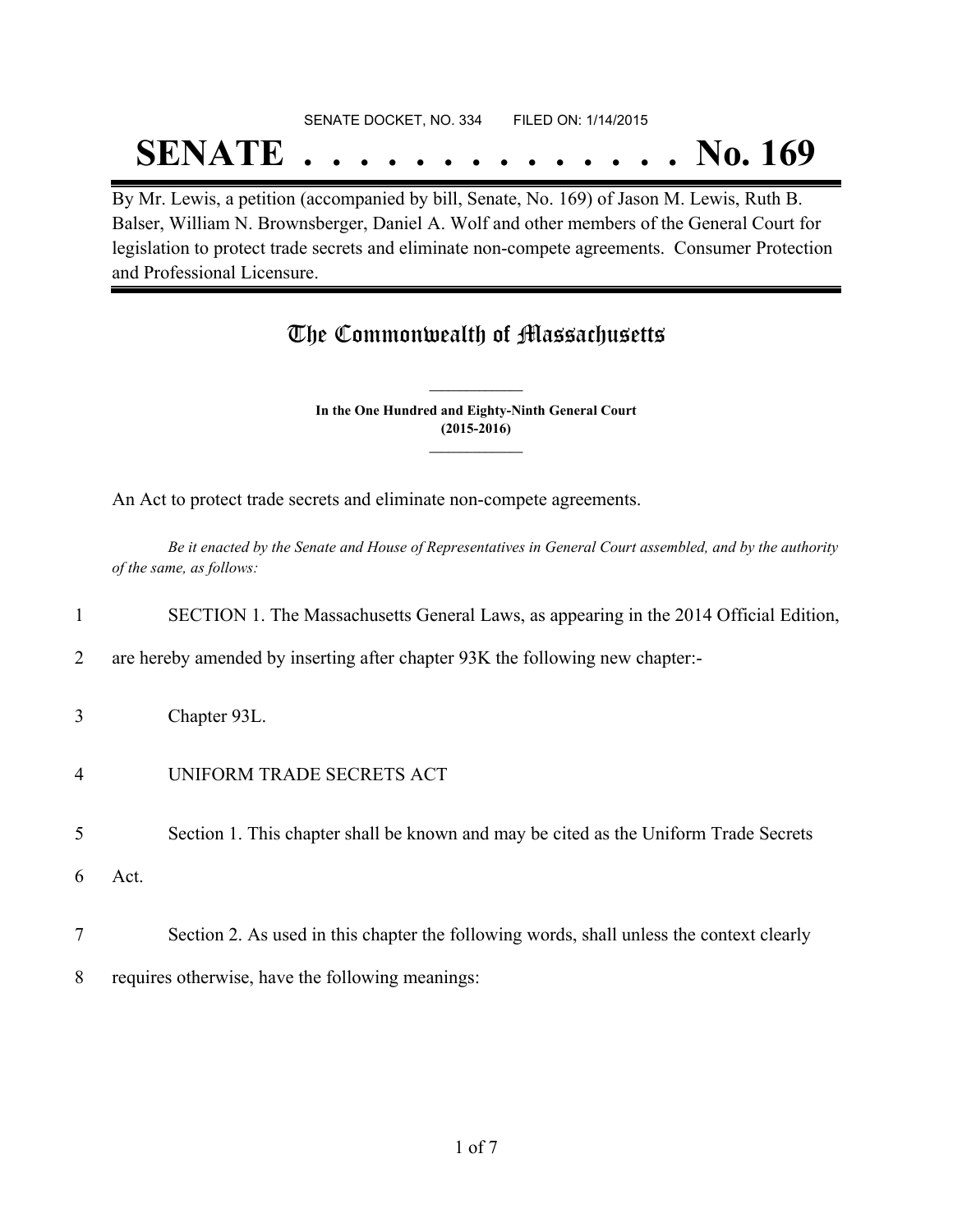SENATE DOCKET, NO. 334 FILED ON: 1/14/2015

# SENATE . . . . . . . . . . . . . . No. 169

By Mr. Lewis, a petition (accompanied by bill, Senate, No. 169) of Jason M. Lewis, Ruth B. Balser, William N. Brownsberger, Daniel A. Wolf and other members of the General Court for legislation to protect trade secrets and eliminate non-compete agreements. Consumer Protection and Professional Licensure.

## The Commonwealth of Massachusetts

**In the One Hundred and Eighty-Ninth General Court (2015-2016)**

An Act to protect trade secrets and eliminate non-compete agreements.

*Be it enacted by the Senate and House of Representatives in General Court assembled, and by the authority of the same, as follows:*

1 SECTION 1. The Massachusetts General Laws, as appearing in the 2014 Official Edition,

2 are hereby amended by inserting after chapter 93K the following new chapter:-

3 Chapter 93L.

4 UNIFORM TRADE SECRETS ACT

5 Section 1. This chapter shall be known and may be cited as the Uniform Trade Secrets

6 Act.

7 Section 2. As used in this chapter the following words, shall unless the context clearly

8 requires otherwise, have the following meanings: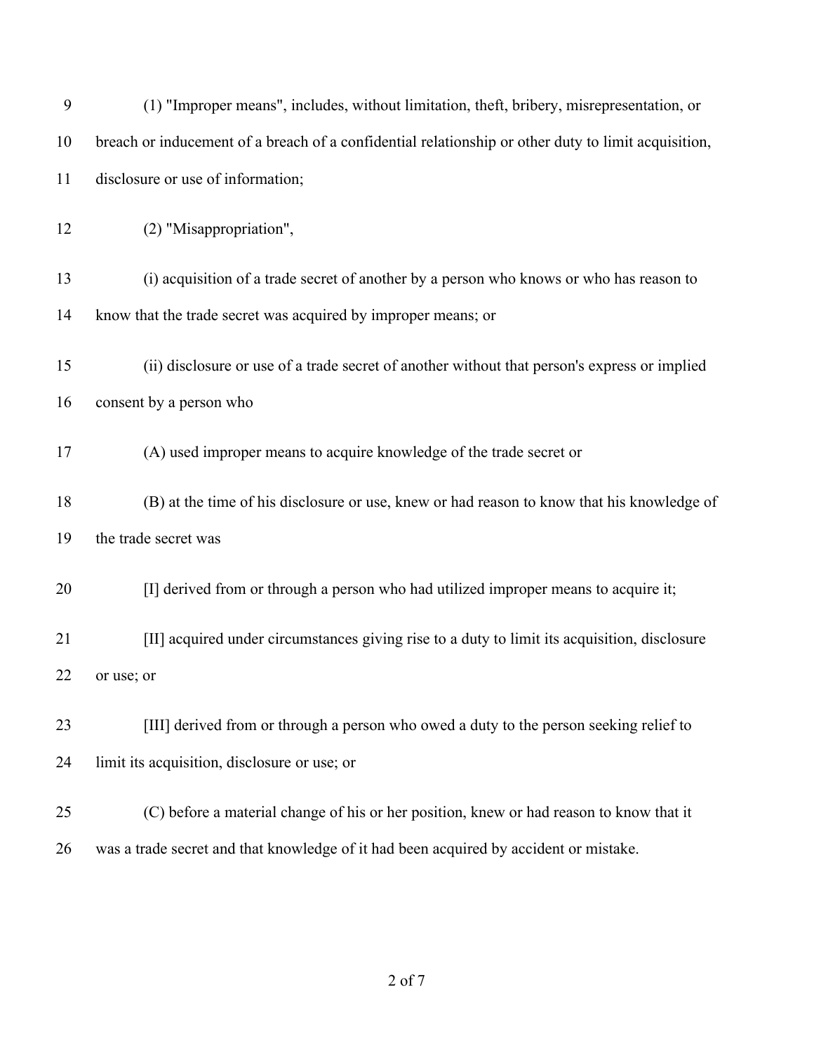(1) "Improper means", includes, without limitation, theft, bribery, misrepresentation, or breach or inducement of a breach of a confidential relationship or other duty to limit acquisition, disclosure or use of information;

(2) "Misappropriation",

(i) acquisition of a trade secret of another by a person who knows or who has reason to know that the trade secret was acquired by improper means; or

(ii) disclosure or use of a trade secret of another without that person's express or implied consent by a person who

(A) used improper means to acquire knowledge of the trade secret or

(B) at the time of his disclosure or use, knew or had reason to know that his knowledge of the trade secret was

[I] derived from or through a person who had utilized improper means to acquire it;

[II] acquired under circumstances giving rise to a duty to limit its acquisition, disclosure or use; or

[III] derived from or through a person who owed a duty to the person seeking relief to limit its acquisition, disclosure or use; or

(C) before a material change of his or her position, knew or had reason to know that it was a trade secret and that knowledge of it had been acquired by accident or mistake.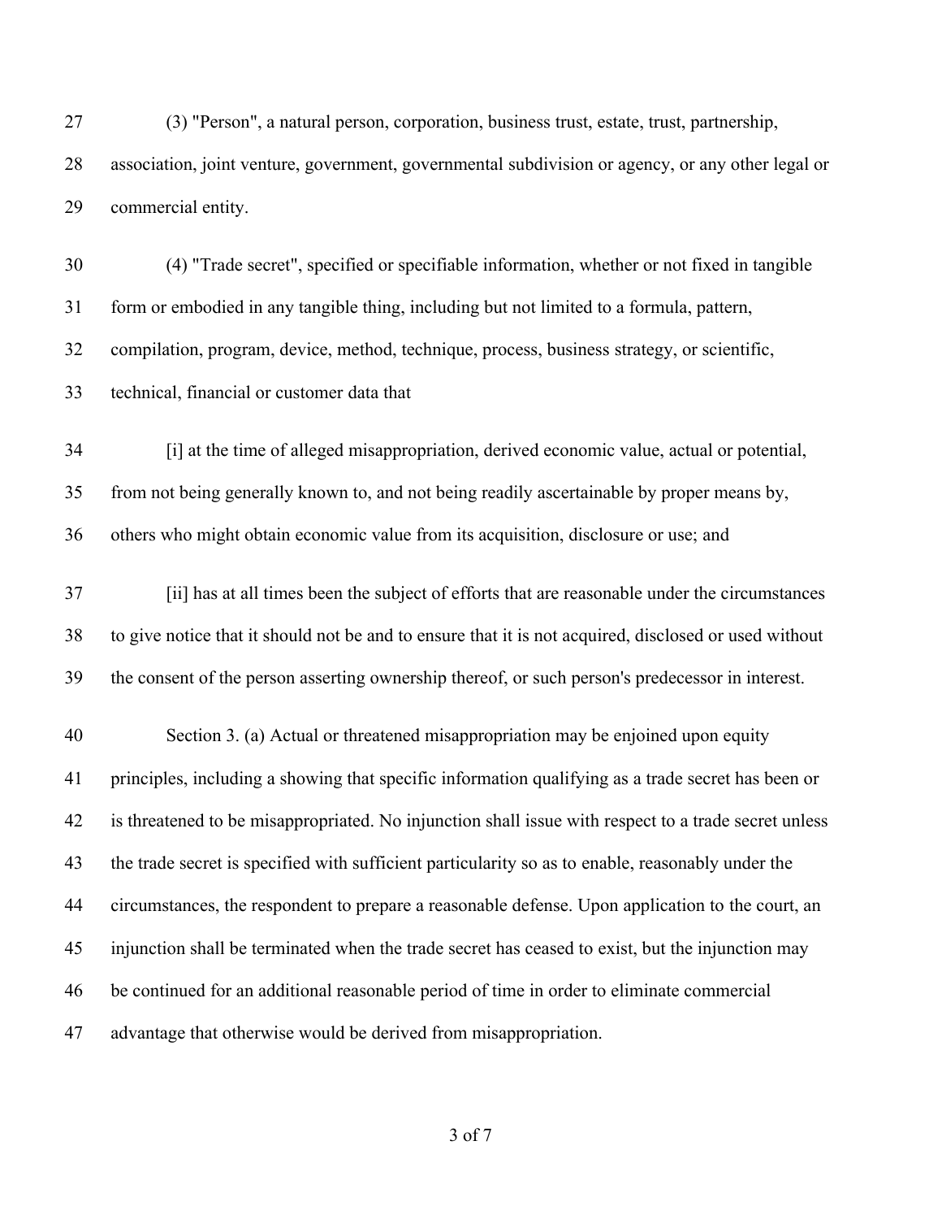(3) "Person", a natural person, corporation, business trust, estate, trust, partnership, association, joint venture, government, governmental subdivision or agency, or any other legal or commercial entity.

(4) "Trade secret", specified or specifiable information, whether or not fixed in tangible form or embodied in any tangible thing, including but not limited to a formula, pattern, compilation, program, device, method, technique, process, business strategy, or scientific, technical, financial or customer data that

[i] at the time of alleged misappropriation, derived economic value, actual or potential, from not being generally known to, and not being readily ascertainable by proper means by, others who might obtain economic value from its acquisition, disclosure or use; and

[ii] has at all times been the subject of efforts that are reasonable under the circumstances to give notice that it should not be and to ensure that it is not acquired, disclosed or used without the consent of the person asserting ownership thereof, or such person's predecessor in interest.

Section 3. (a) Actual or threatened misappropriation may be enjoined upon equity principles, including a showing that specific information qualifying as a trade secret has been or is threatened to be misappropriated. No injunction shall issue with respect to a trade secret unless the trade secret is specified with sufficient particularity so as to enable, reasonably under the circumstances, the respondent to prepare a reasonable defense. Upon application to the court, an injunction shall be terminated when the trade secret has ceased to exist, but the injunction may be continued for an additional reasonable period of time in order to eliminate commercial advantage that otherwise would be derived from misappropriation.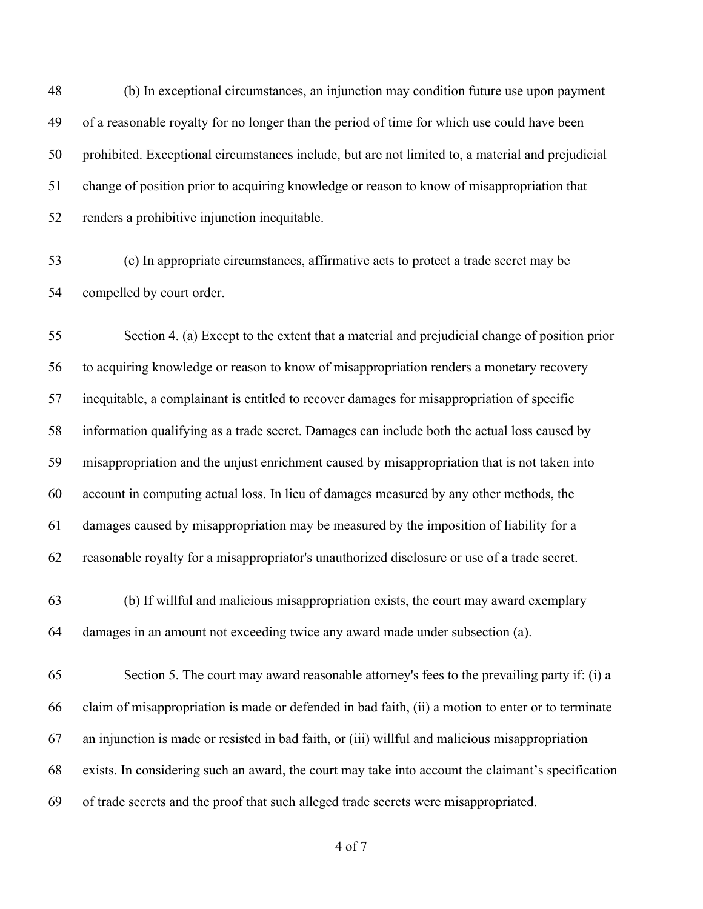(b) In exceptional circumstances, an injunction may condition future use upon payment of a reasonable royalty for no longer than the period of time for which use could have been prohibited. Exceptional circumstances include, but are not limited to, a material and prejudicial change of position prior to acquiring knowledge or reason to know of misappropriation that renders a prohibitive injunction inequitable.

(c) In appropriate circumstances, affirmative acts to protect a trade secret may be compelled by court order.

Section 4. (a) Except to the extent that a material and prejudicial change of position prior to acquiring knowledge or reason to know of misappropriation renders a monetary recovery inequitable, a complainant is entitled to recover damages for misappropriation of specific information qualifying as a trade secret. Damages can include both the actual loss caused by misappropriation and the unjust enrichment caused by misappropriation that is not taken into account in computing actual loss. In lieu of damages measured by any other methods, the damages caused by misappropriation may be measured by the imposition of liability for a reasonable royalty for a misappropriator's unauthorized disclosure or use of a trade secret.

(b) If willful and malicious misappropriation exists, the court may award exemplary damages in an amount not exceeding twice any award made under subsection (a).

Section 5. The court may award reasonable attorney's fees to the prevailing party if: (i) a claim of misappropriation is made or defended in bad faith, (ii) a motion to enter or to terminate an injunction is made or resisted in bad faith, or (iii) willful and malicious misappropriation exists. In considering such an award, the court may take into account the claimant's specification of trade secrets and the proof that such alleged trade secrets were misappropriated.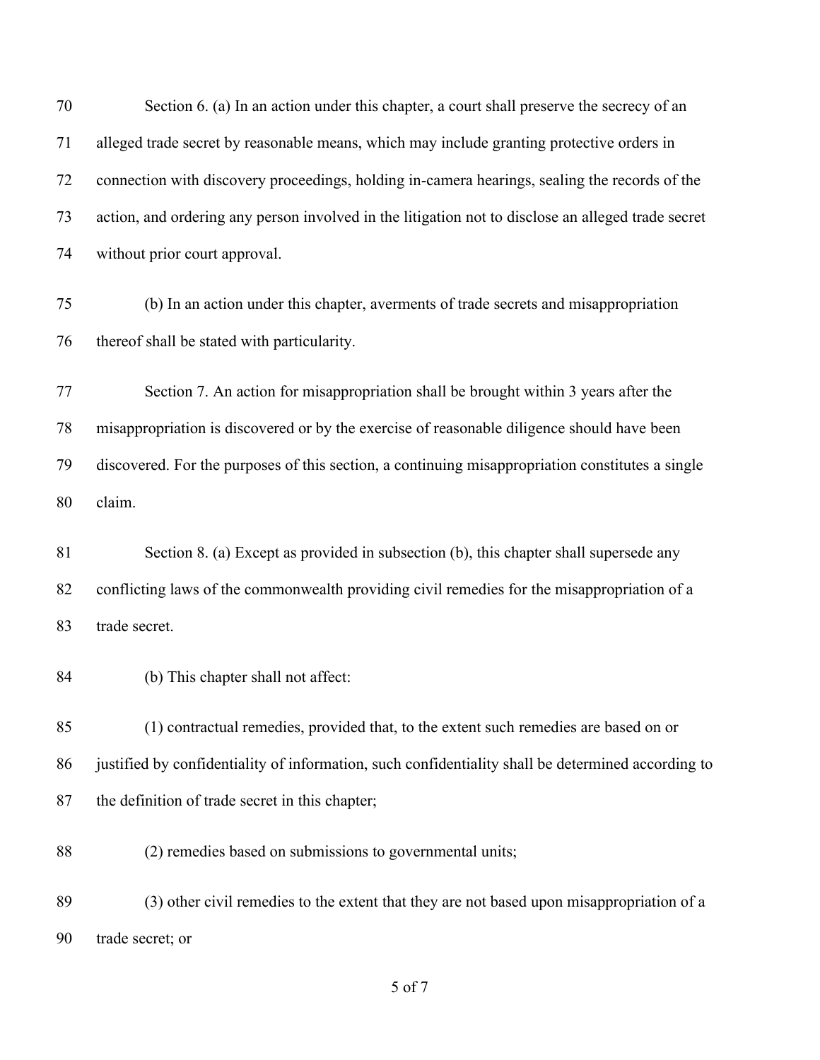Section 6. (a) In an action under this chapter, a court shall preserve the secrecy of an alleged trade secret by reasonable means, which may include granting protective orders in connection with discovery proceedings, holding in-camera hearings, sealing the records of the action, and ordering any person involved in the litigation not to disclose an alleged trade secret without prior court approval.

(b) In an action under this chapter, averments of trade secrets and misappropriation thereof shall be stated with particularity.

Section 7. An action for misappropriation shall be brought within 3 years after the misappropriation is discovered or by the exercise of reasonable diligence should have been discovered. For the purposes of this section, a continuing misappropriation constitutes a single claim.

Section 8. (a) Except as provided in subsection (b), this chapter shall supersede any conflicting laws of the commonwealth providing civil remedies for the misappropriation of a trade secret.

(b) This chapter shall not affect:

(1) contractual remedies, provided that, to the extent such remedies are based on or justified by confidentiality of information, such confidentiality shall be determined according to the definition of trade secret in this chapter;

(2) remedies based on submissions to governmental units;

(3) other civil remedies to the extent that they are not based upon misappropriation of a trade secret; or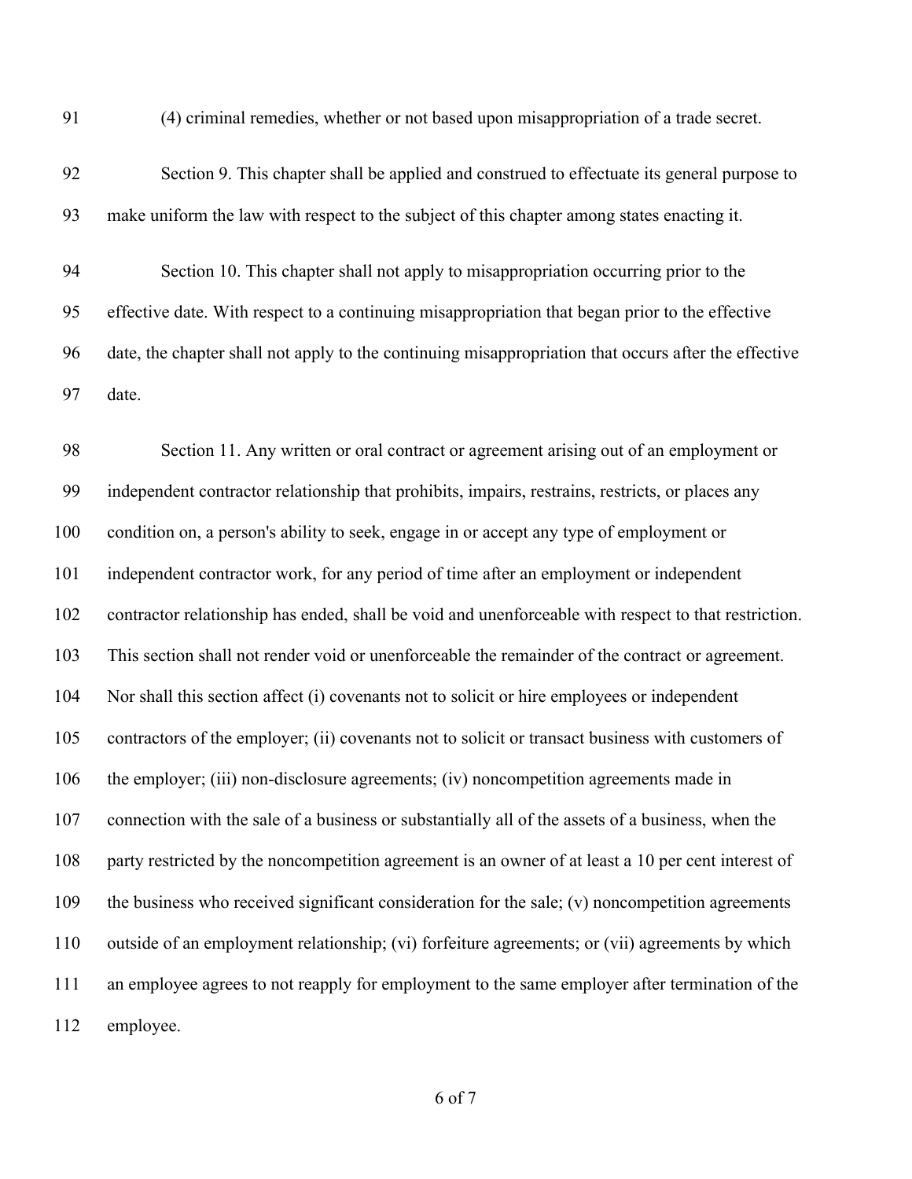(4) criminal remedies, whether or not based upon misappropriation of a trade secret.

Section 9. This chapter shall be applied and construed to effectuate its general purpose to make uniform the law with respect to the subject of this chapter among states enacting it.

Section 10. This chapter shall not apply to misappropriation occurring prior to the effective date. With respect to a continuing misappropriation that began prior to the effective date, the chapter shall not apply to the continuing misappropriation that occurs after the effective date.

Section 11. Any written or oral contract or agreement arising out of an employment or independent contractor relationship that prohibits, impairs, restrains, restricts, or places any condition on, a person's ability to seek, engage in or accept any type of employment or independent contractor work, for any period of time after an employment or independent contractor relationship has ended, shall be void and unenforceable with respect to that restriction. This section shall not render void or unenforceable the remainder of the contract or agreement. Nor shall this section affect (i) covenants not to solicit or hire employees or independent contractors of the employer; (ii) covenants not to solicit or transact business with customers of the employer; (iii) non-disclosure agreements; (iv) noncompetition agreements made in connection with the sale of a business or substantially all of the assets of a business, when the party restricted by the noncompetition agreement is an owner of at least a 10 per cent interest of the business who received significant consideration for the sale; (v) noncompetition agreements outside of an employment relationship; (vi) forfeiture agreements; or (vii) agreements by which an employee agrees to not reapply for employment to the same employer after termination of the employee.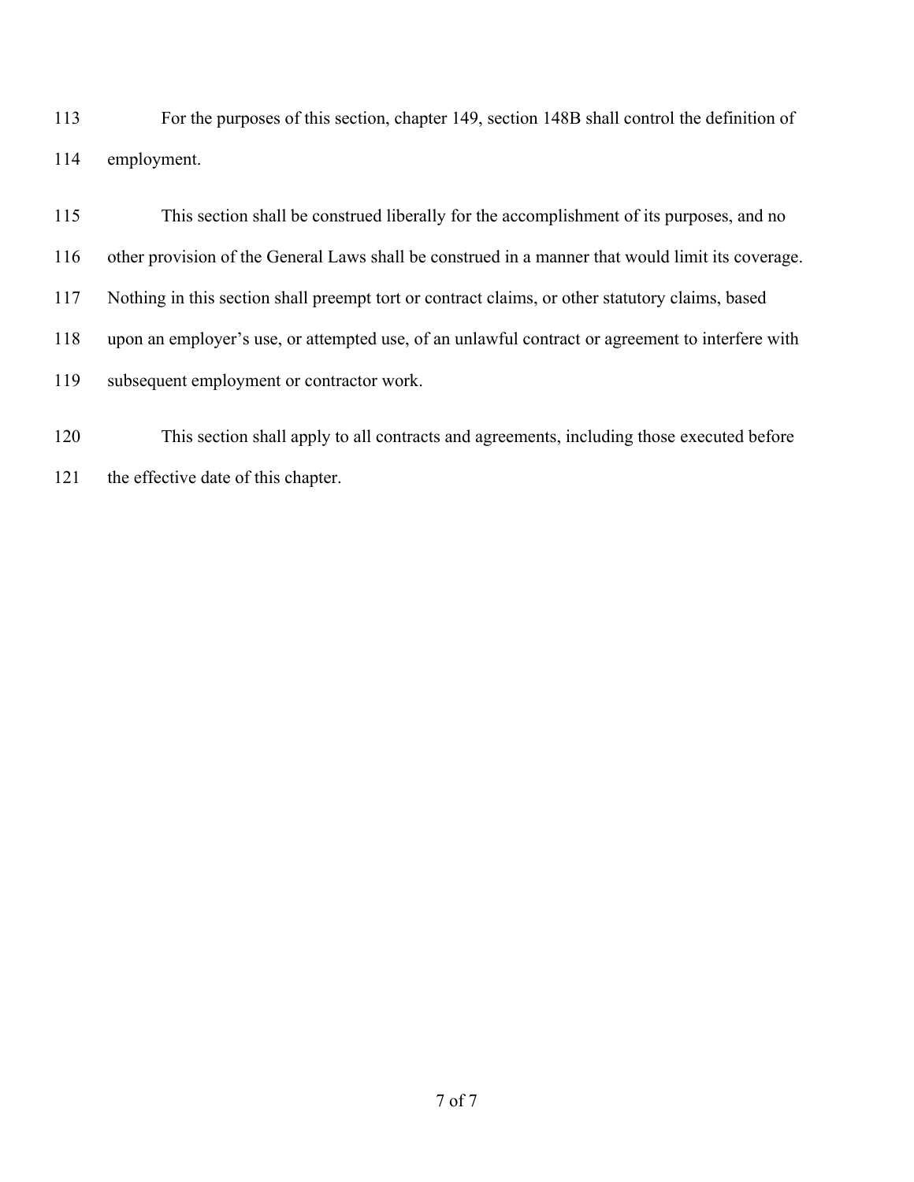For the purposes of this section, chapter 149, section 148B shall control the definition of employment.

This section shall be construed liberally for the accomplishment of its purposes, and no other provision of the General Laws shall be construed in a manner that would limit its coverage. Nothing in this section shall preempt tort or contract claims, or other statutory claims, based upon an employer's use, or attempted use, of an unlawful contract or agreement to interfere with subsequent employment or contractor work.

This section shall apply to all contracts and agreements, including those executed before the effective date of this chapter.